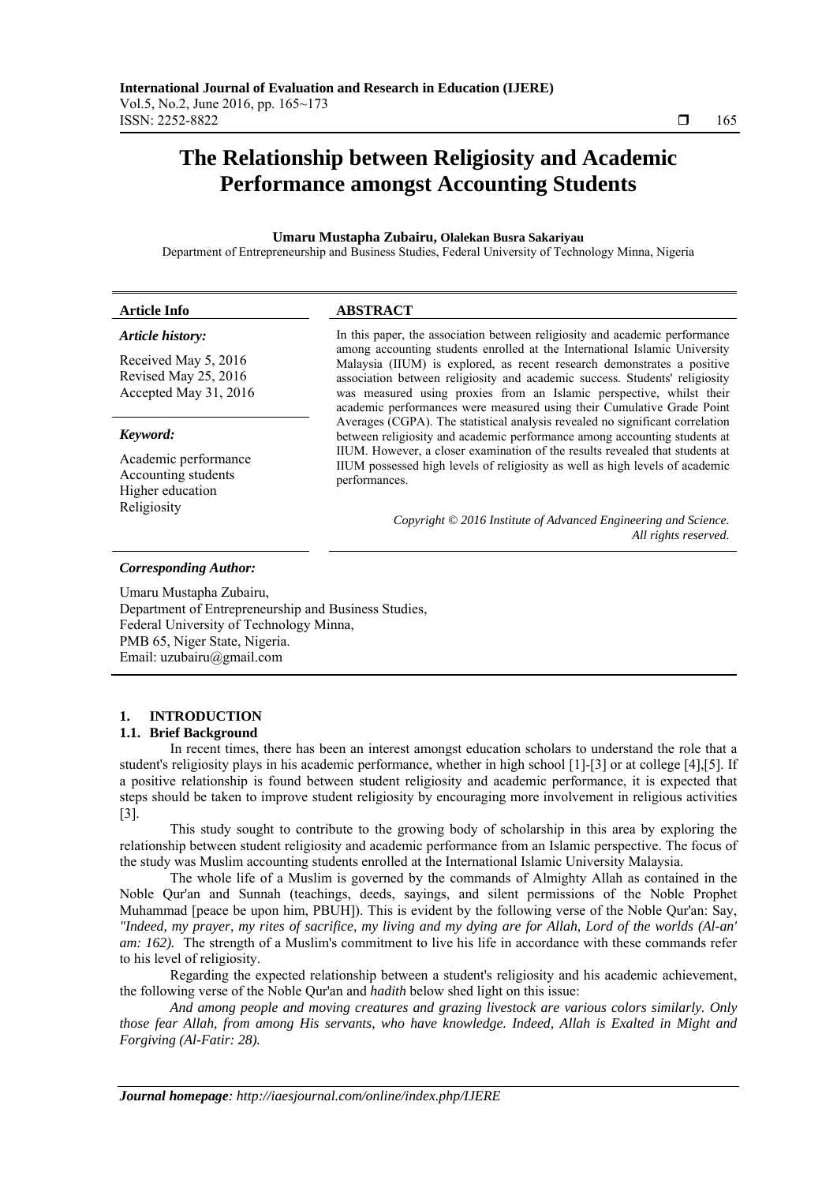# The Relationship between Religiosity and Academic Performance amongst Accounting Students

**Umaru Mustapha Zubairu, Olalekan Busra Sakariyau**

Department of Entrepreneurship and Business Studies, Federal University of Technology Minna, Nigeria

| Article Info | ABSTRACT |
|---|---|
| ***Article history:*** <br>Received May 5, 2016 <br>Revised May 25, 2016 <br>Accepted May 31, 2016 <br><br>***Keyword:*** <br>Academic performance <br>Accounting students <br>Higher education <br>Religiosity | In this paper, the association between religiosity and academic performance among accounting students enrolled at the International Islamic University Malaysia (IIUM) is explored, as recent research demonstrates a positive association between religiosity and academic success. Students' religiosity was measured using proxies from an Islamic perspective, whilst their academic performances were measured using their Cumulative Grade Point Averages (CGPA). The statistical analysis revealed no significant correlation between religiosity and academic performance among accounting students at IIUM. However, a closer examination of the results revealed that students at IIUM possessed high levels of religiosity as well as high levels of academic performances. <br><br>*Copyright © 2016 Institute of Advanced Engineering and Science. All rights reserved.* |

***Corresponding Author:***

Umaru Mustapha Zubairu,
Department of Entrepreneurship and Business Studies,
Federal University of Technology Minna,
PMB 65, Niger State, Nigeria.
Email: uzubairu@gmail.com

## 1. INTRODUCTION

### 1.1. Brief Background

In recent times, there has been an interest amongst education scholars to understand the role that a student's religiosity plays in his academic performance, whether in high school [1]-[3] or at college [4],[5]. If a positive relationship is found between student religiosity and academic performance, it is expected that steps should be taken to improve student religiosity by encouraging more involvement in religious activities [3].

This study sought to contribute to the growing body of scholarship in this area by exploring the relationship between student religiosity and academic performance from an Islamic perspective. The focus of the study was Muslim accounting students enrolled at the International Islamic University Malaysia.

The whole life of a Muslim is governed by the commands of Almighty Allah as contained in the Noble Qur'an and Sunnah (teachings, deeds, sayings, and silent permissions of the Noble Prophet Muhammad [peace be upon him, PBUH]). This is evident by the following verse of the Noble Qur'an: Say, *"Indeed, my prayer, my rites of sacrifice, my living and my dying are for Allah, Lord of the worlds (Al-an' am: 162).* The strength of a Muslim's commitment to live his life in accordance with these commands refer to his level of religiosity.

Regarding the expected relationship between a student's religiosity and his academic achievement, the following verse of the Noble Qur'an and *hadith* below shed light on this issue:

*And among people and moving creatures and grazing livestock are various colors similarly. Only those fear Allah, from among His servants, who have knowledge. Indeed, Allah is Exalted in Might and Forgiving (Al-Fatir: 28).*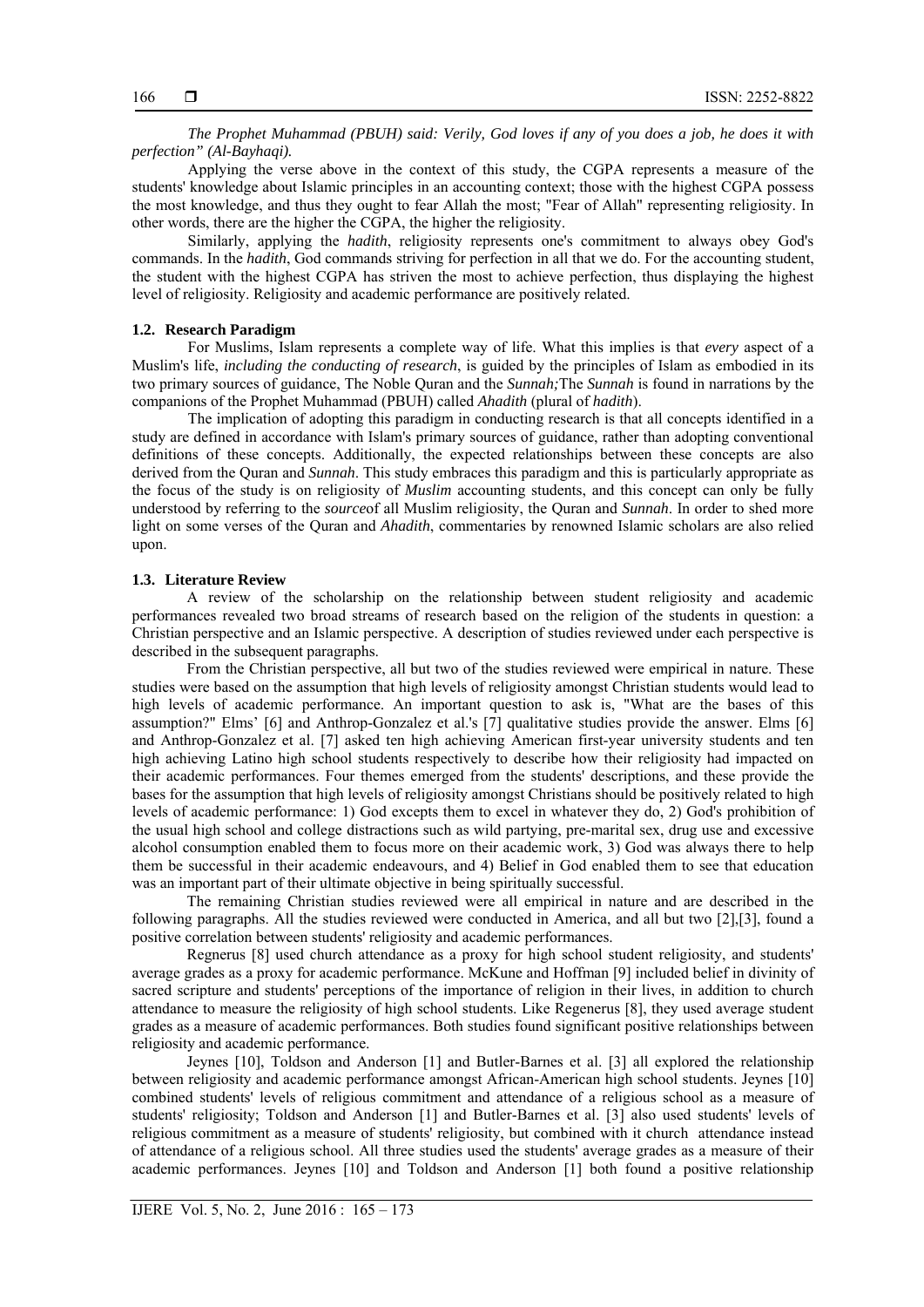*The Prophet Muhammad (PBUH) said: Verily, God loves if any of you does a job, he does it with perfection" (Al-Bayhaqi).*

Applying the verse above in the context of this study, the CGPA represents a measure of the students' knowledge about Islamic principles in an accounting context; those with the highest CGPA possess the most knowledge, and thus they ought to fear Allah the most; "Fear of Allah" representing religiosity. In other words, there are the higher the CGPA, the higher the religiosity.

Similarly, applying the *hadith*, religiosity represents one's commitment to always obey God's commands. In the *hadith*, God commands striving for perfection in all that we do. For the accounting student, the student with the highest CGPA has striven the most to achieve perfection, thus displaying the highest level of religiosity. Religiosity and academic performance are positively related.

### 1.2. Research Paradigm

For Muslims, Islam represents a complete way of life. What this implies is that *every* aspect of a Muslim's life, *including the conducting of research*, is guided by the principles of Islam as embodied in its two primary sources of guidance, The Noble Quran and the *Sunnah;*The *Sunnah* is found in narrations by the companions of the Prophet Muhammad (PBUH) called *Ahadith* (plural of *hadith*).

The implication of adopting this paradigm in conducting research is that all concepts identified in a study are defined in accordance with Islam's primary sources of guidance, rather than adopting conventional definitions of these concepts. Additionally, the expected relationships between these concepts are also derived from the Quran and *Sunnah*. This study embraces this paradigm and this is particularly appropriate as the focus of the study is on religiosity of *Muslim* accounting students, and this concept can only be fully understood by referring to the *source*of all Muslim religiosity, the Quran and *Sunnah*. In order to shed more light on some verses of the Quran and *Ahadith*, commentaries by renowned Islamic scholars are also relied upon.

### 1.3. Literature Review

A review of the scholarship on the relationship between student religiosity and academic performances revealed two broad streams of research based on the religion of the students in question: a Christian perspective and an Islamic perspective. A description of studies reviewed under each perspective is described in the subsequent paragraphs.

From the Christian perspective, all but two of the studies reviewed were empirical in nature. These studies were based on the assumption that high levels of religiosity amongst Christian students would lead to high levels of academic performance. An important question to ask is, "What are the bases of this assumption?" Elms' [6] and Anthrop-Gonzalez et al.'s [7] qualitative studies provide the answer. Elms [6] and Anthrop-Gonzalez et al. [7] asked ten high achieving American first-year university students and ten high achieving Latino high school students respectively to describe how their religiosity had impacted on their academic performances. Four themes emerged from the students' descriptions, and these provide the bases for the assumption that high levels of religiosity amongst Christians should be positively related to high levels of academic performance: 1) God excepts them to excel in whatever they do, 2) God's prohibition of the usual high school and college distractions such as wild partying, pre-marital sex, drug use and excessive alcohol consumption enabled them to focus more on their academic work, 3) God was always there to help them be successful in their academic endeavours, and 4) Belief in God enabled them to see that education was an important part of their ultimate objective in being spiritually successful.

The remaining Christian studies reviewed were all empirical in nature and are described in the following paragraphs. All the studies reviewed were conducted in America, and all but two [2],[3], found a positive correlation between students' religiosity and academic performances.

Regnerus [8] used church attendance as a proxy for high school student religiosity, and students' average grades as a proxy for academic performance. McKune and Hoffman [9] included belief in divinity of sacred scripture and students' perceptions of the importance of religion in their lives, in addition to church attendance to measure the religiosity of high school students. Like Regenerus [8], they used average student grades as a measure of academic performances. Both studies found significant positive relationships between religiosity and academic performance.

Jeynes [10], Toldson and Anderson [1] and Butler-Barnes et al. [3] all explored the relationship between religiosity and academic performance amongst African-American high school students. Jeynes [10] combined students' levels of religious commitment and attendance of a religious school as a measure of students' religiosity; Toldson and Anderson [1] and Butler-Barnes et al. [3] also used students' levels of religious commitment as a measure of students' religiosity, but combined with it church attendance instead of attendance of a religious school. All three studies used the students' average grades as a measure of their academic performances. Jeynes [10] and Toldson and Anderson [1] both found a positive relationship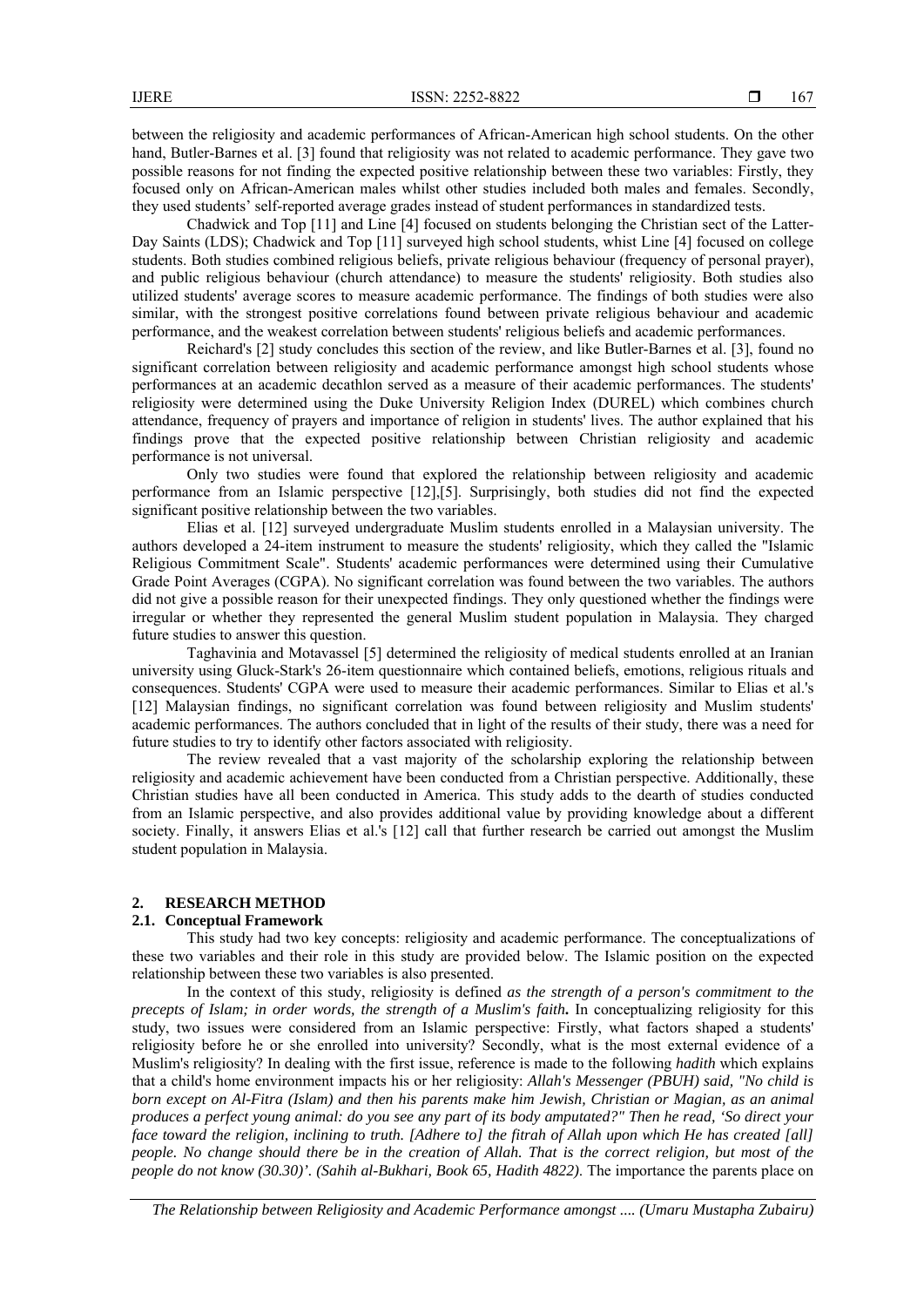between the religiosity and academic performances of African-American high school students. On the other hand, Butler-Barnes et al. [3] found that religiosity was not related to academic performance. They gave two possible reasons for not finding the expected positive relationship between these two variables: Firstly, they focused only on African-American males whilst other studies included both males and females. Secondly, they used students' self-reported average grades instead of student performances in standardized tests.

Chadwick and Top [11] and Line [4] focused on students belonging the Christian sect of the Latter-Day Saints (LDS); Chadwick and Top [11] surveyed high school students, whist Line [4] focused on college students. Both studies combined religious beliefs, private religious behaviour (frequency of personal prayer), and public religious behaviour (church attendance) to measure the students' religiosity. Both studies also utilized students' average scores to measure academic performance. The findings of both studies were also similar, with the strongest positive correlations found between private religious behaviour and academic performance, and the weakest correlation between students' religious beliefs and academic performances.

Reichard's [2] study concludes this section of the review, and like Butler-Barnes et al. [3], found no significant correlation between religiosity and academic performance amongst high school students whose performances at an academic decathlon served as a measure of their academic performances. The students' religiosity were determined using the Duke University Religion Index (DUREL) which combines church attendance, frequency of prayers and importance of religion in students' lives. The author explained that his findings prove that the expected positive relationship between Christian religiosity and academic performance is not universal.

Only two studies were found that explored the relationship between religiosity and academic performance from an Islamic perspective [12],[5]. Surprisingly, both studies did not find the expected significant positive relationship between the two variables.

Elias et al. [12] surveyed undergraduate Muslim students enrolled in a Malaysian university. The authors developed a 24-item instrument to measure the students' religiosity, which they called the "Islamic Religious Commitment Scale". Students' academic performances were determined using their Cumulative Grade Point Averages (CGPA). No significant correlation was found between the two variables. The authors did not give a possible reason for their unexpected findings. They only questioned whether the findings were irregular or whether they represented the general Muslim student population in Malaysia. They charged future studies to answer this question.

Taghavinia and Motavassel [5] determined the religiosity of medical students enrolled at an Iranian university using Gluck-Stark's 26-item questionnaire which contained beliefs, emotions, religious rituals and consequences. Students' CGPA were used to measure their academic performances. Similar to Elias et al.'s [12] Malaysian findings, no significant correlation was found between religiosity and Muslim students' academic performances. The authors concluded that in light of the results of their study, there was a need for future studies to try to identify other factors associated with religiosity.

The review revealed that a vast majority of the scholarship exploring the relationship between religiosity and academic achievement have been conducted from a Christian perspective. Additionally, these Christian studies have all been conducted in America. This study adds to the dearth of studies conducted from an Islamic perspective, and also provides additional value by providing knowledge about a different society. Finally, it answers Elias et al.'s [12] call that further research be carried out amongst the Muslim student population in Malaysia.

## 2. RESEARCH METHOD

### 2.1. Conceptual Framework

This study had two key concepts: religiosity and academic performance. The conceptualizations of these two variables and their role in this study are provided below. The Islamic position on the expected relationship between these two variables is also presented.

In the context of this study, religiosity is defined *as the strength of a person's commitment to the precepts of Islam; in order words, the strength of a Muslim's faith*. In conceptualizing religiosity for this study, two issues were considered from an Islamic perspective: Firstly, what factors shaped a students' religiosity before he or she enrolled into university? Secondly, what is the most external evidence of a Muslim's religiosity? In dealing with the first issue, reference is made to the following *hadith* which explains that a child's home environment impacts his or her religiosity: *Allah's Messenger (PBUH) said, "No child is born except on Al-Fitra (Islam) and then his parents make him Jewish, Christian or Magian, as an animal produces a perfect young animal: do you see any part of its body amputated?" Then he read, 'So direct your face toward the religion, inclining to truth. [Adhere to] the fitrah of Allah upon which He has created [all] people. No change should there be in the creation of Allah. That is the correct religion, but most of the people do not know (30.30)'. (Sahih al-Bukhari, Book 65, Hadith 4822)*. The importance the parents place on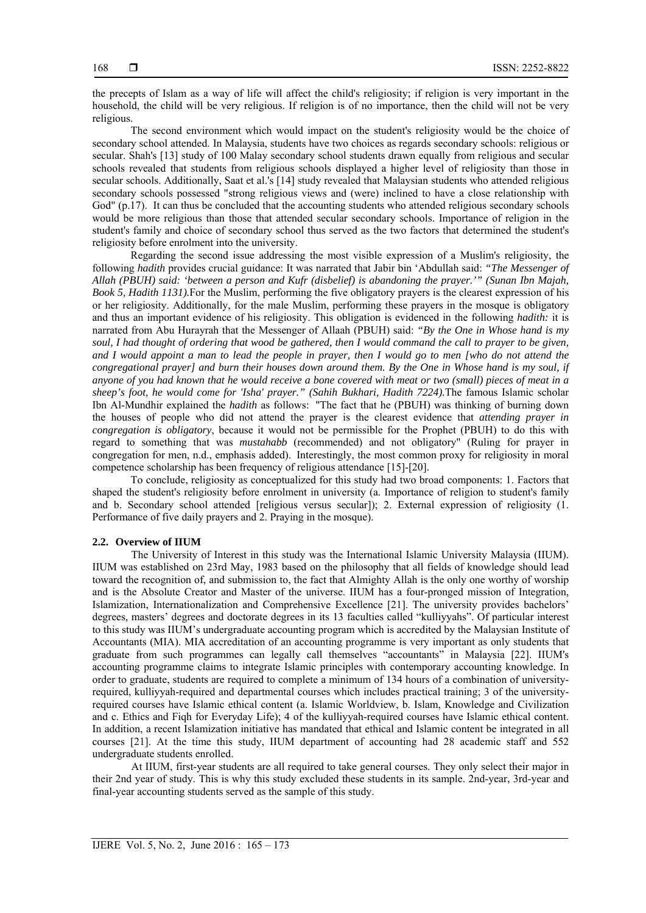the precepts of Islam as a way of life will affect the child's religiosity; if religion is very important in the household, the child will be very religious. If religion is of no importance, then the child will not be very religious.

The second environment which would impact on the student's religiosity would be the choice of secondary school attended. In Malaysia, students have two choices as regards secondary schools: religious or secular. Shah's [13] study of 100 Malay secondary school students drawn equally from religious and secular schools revealed that students from religious schools displayed a higher level of religiosity than those in secular schools. Additionally, Saat et al.'s [14] study revealed that Malaysian students who attended religious secondary schools possessed "strong religious views and (were) inclined to have a close relationship with God" (p.17). It can thus be concluded that the accounting students who attended religious secondary schools would be more religious than those that attended secular secondary schools. Importance of religion in the student's family and choice of secondary school thus served as the two factors that determined the student's religiosity before enrolment into the university.

Regarding the second issue addressing the most visible expression of a Muslim's religiosity, the following *hadith* provides crucial guidance: It was narrated that Jabir bin 'Abdullah said: *"The Messenger of Allah (PBUH) said: 'between a person and Kufr (disbelief) is abandoning the prayer.'" (Sunan Ibn Majah, Book 5, Hadith 1131).*For the Muslim, performing the five obligatory prayers is the clearest expression of his or her religiosity. Additionally, for the male Muslim, performing these prayers in the mosque is obligatory and thus an important evidence of his religiosity. This obligation is evidenced in the following *hadith:* it is narrated from Abu Hurayrah that the Messenger of Allaah (PBUH) said: *"By the One in Whose hand is my soul, I had thought of ordering that wood be gathered, then I would command the call to prayer to be given, and I would appoint a man to lead the people in prayer, then I would go to men [who do not attend the congregational prayer] and burn their houses down around them. By the One in Whose hand is my soul, if anyone of you had known that he would receive a bone covered with meat or two (small) pieces of meat in a sheep's foot, he would come for 'Isha' prayer." (Sahih Bukhari, Hadith 7224).*The famous Islamic scholar Ibn Al-Mundhir explained the *hadith* as follows: "The fact that he (PBUH) was thinking of burning down the houses of people who did not attend the prayer is the clearest evidence that *attending prayer in congregation is obligatory*, because it would not be permissible for the Prophet (PBUH) to do this with regard to something that was *mustahabb* (recommended) and not obligatory" (Ruling for prayer in congregation for men, n.d., emphasis added). Interestingly, the most common proxy for religiosity in moral competence scholarship has been frequency of religious attendance [15]-[20].

To conclude, religiosity as conceptualized for this study had two broad components: 1. Factors that shaped the student's religiosity before enrolment in university (a. Importance of religion to student's family and b. Secondary school attended [religious versus secular]); 2. External expression of religiosity (1. Performance of five daily prayers and 2. Praying in the mosque).

### 2.2. Overview of IIUM

The University of Interest in this study was the International Islamic University Malaysia (IIUM). IIUM was established on 23rd May, 1983 based on the philosophy that all fields of knowledge should lead toward the recognition of, and submission to, the fact that Almighty Allah is the only one worthy of worship and is the Absolute Creator and Master of the universe. IIUM has a four-pronged mission of Integration, Islamization, Internationalization and Comprehensive Excellence [21]. The university provides bachelors' degrees, masters' degrees and doctorate degrees in its 13 faculties called "kulliyyahs". Of particular interest to this study was IIUM's undergraduate accounting program which is accredited by the Malaysian Institute of Accountants (MIA). MIA accreditation of an accounting programme is very important as only students that graduate from such programmes can legally call themselves "accountants" in Malaysia [22]. IIUM's accounting programme claims to integrate Islamic principles with contemporary accounting knowledge. In order to graduate, students are required to complete a minimum of 134 hours of a combination of university-required, kulliyyah-required and departmental courses which includes practical training; 3 of the university-required courses have Islamic ethical content (a. Islamic Worldview, b. Islam, Knowledge and Civilization and c. Ethics and Fiqh for Everyday Life); 4 of the kulliyyah-required courses have Islamic ethical content. In addition, a recent Islamization initiative has mandated that ethical and Islamic content be integrated in all courses [21]. At the time this study, IIUM department of accounting had 28 academic staff and 552 undergraduate students enrolled.

At IIUM, first-year students are all required to take general courses. They only select their major in their 2nd year of study. This is why this study excluded these students in its sample. 2nd-year, 3rd-year and final-year accounting students served as the sample of this study.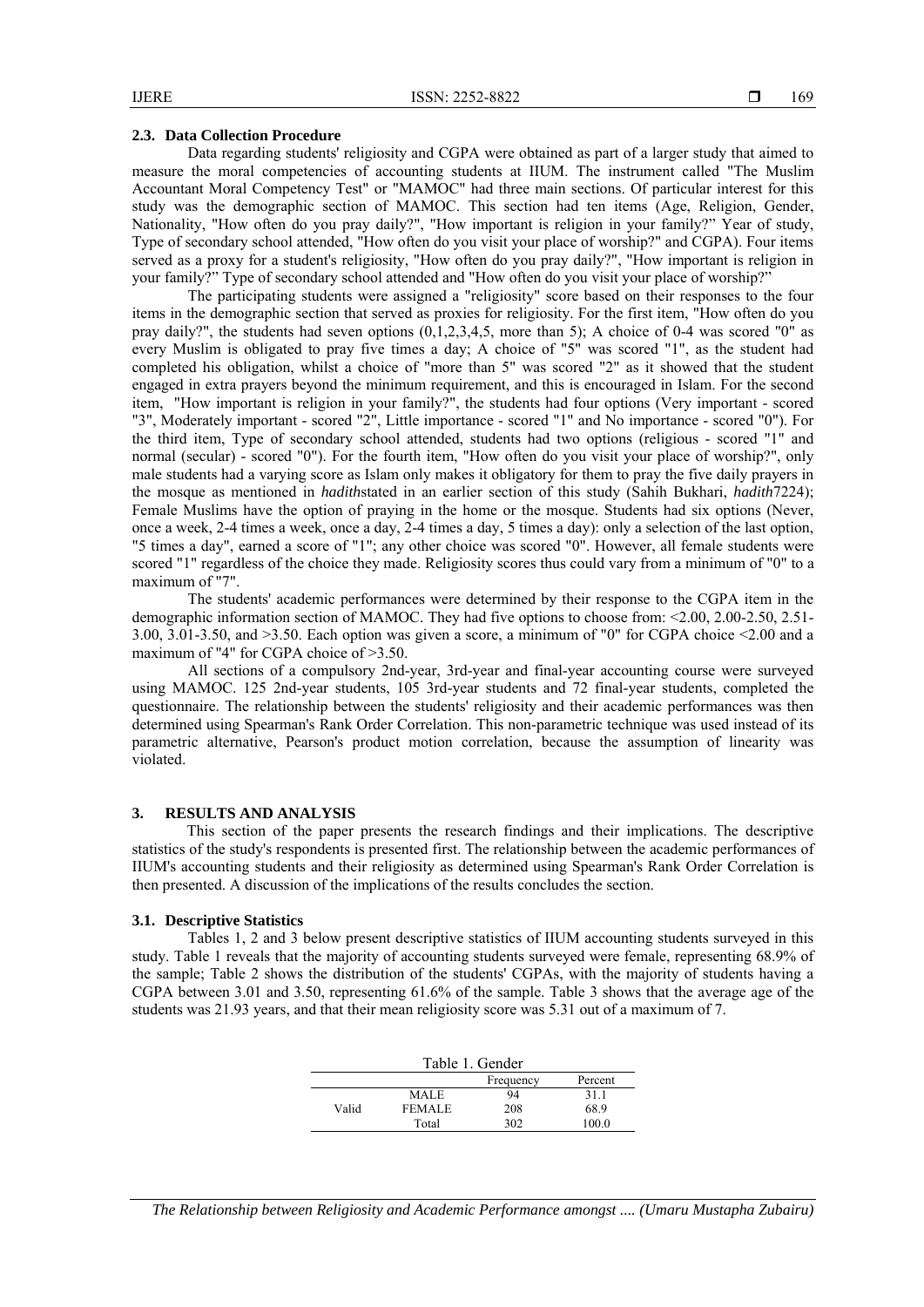### 2.3. Data Collection Procedure

Data regarding students' religiosity and CGPA were obtained as part of a larger study that aimed to measure the moral competencies of accounting students at IIUM. The instrument called "The Muslim Accountant Moral Competency Test" or "MAMOC" had three main sections. Of particular interest for this study was the demographic section of MAMOC. This section had ten items (Age, Religion, Gender, Nationality, "How often do you pray daily?", "How important is religion in your family?" Year of study, Type of secondary school attended, "How often do you visit your place of worship?" and CGPA). Four items served as a proxy for a student's religiosity, "How often do you pray daily?", "How important is religion in your family?" Type of secondary school attended and "How often do you visit your place of worship?"

The participating students were assigned a "religiosity" score based on their responses to the four items in the demographic section that served as proxies for religiosity. For the first item, "How often do you pray daily?", the students had seven options (0,1,2,3,4,5, more than 5); A choice of 0-4 was scored "0" as every Muslim is obligated to pray five times a day; A choice of "5" was scored "1", as the student had completed his obligation, whilst a choice of "more than 5" was scored "2" as it showed that the student engaged in extra prayers beyond the minimum requirement, and this is encouraged in Islam. For the second item, "How important is religion in your family?", the students had four options (Very important - scored "3", Moderately important - scored "2", Little importance - scored "1" and No importance - scored "0"). For the third item, Type of secondary school attended, students had two options (religious - scored "1" and normal (secular) - scored "0"). For the fourth item, "How often do you visit your place of worship?", only male students had a varying score as Islam only makes it obligatory for them to pray the five daily prayers in the mosque as mentioned in *hadith*stated in an earlier section of this study (Sahih Bukhari, *hadith*7224); Female Muslims have the option of praying in the home or the mosque. Students had six options (Never, once a week, 2-4 times a week, once a day, 2-4 times a day, 5 times a day): only a selection of the last option, "5 times a day", earned a score of "1"; any other choice was scored "0". However, all female students were scored "1" regardless of the choice they made. Religiosity scores thus could vary from a minimum of "0" to a maximum of "7".

The students' academic performances were determined by their response to the CGPA item in the demographic information section of MAMOC. They had five options to choose from: <2.00, 2.00-2.50, 2.51-3.00, 3.01-3.50, and >3.50. Each option was given a score, a minimum of "0" for CGPA choice <2.00 and a maximum of "4" for CGPA choice of >3.50.

All sections of a compulsory 2nd-year, 3rd-year and final-year accounting course were surveyed using MAMOC. 125 2nd-year students, 105 3rd-year students and 72 final-year students, completed the questionnaire. The relationship between the students' religiosity and their academic performances was then determined using Spearman's Rank Order Correlation. This non-parametric technique was used instead of its parametric alternative, Pearson's product motion correlation, because the assumption of linearity was violated.

## 3. RESULTS AND ANALYSIS

This section of the paper presents the research findings and their implications. The descriptive statistics of the study's respondents is presented first. The relationship between the academic performances of IIUM's accounting students and their religiosity as determined using Spearman's Rank Order Correlation is then presented. A discussion of the implications of the results concludes the section.

### 3.1. Descriptive Statistics

Tables 1, 2 and 3 below present descriptive statistics of IIUM accounting students surveyed in this study. Table 1 reveals that the majority of accounting students surveyed were female, representing 68.9% of the sample; Table 2 shows the distribution of the students' CGPAs, with the majority of students having a CGPA between 3.01 and 3.50, representing 61.6% of the sample. Table 3 shows that the average age of the students was 21.93 years, and that their mean religiosity score was 5.31 out of a maximum of 7.

Table 1. Gender

| | | Frequency | Percent |
|---|---|---|---|
| Valid | MALE | 94 | 31.1 |
| | FEMALE | 208 | 68.9 |
| | Total | 302 | 100.0 |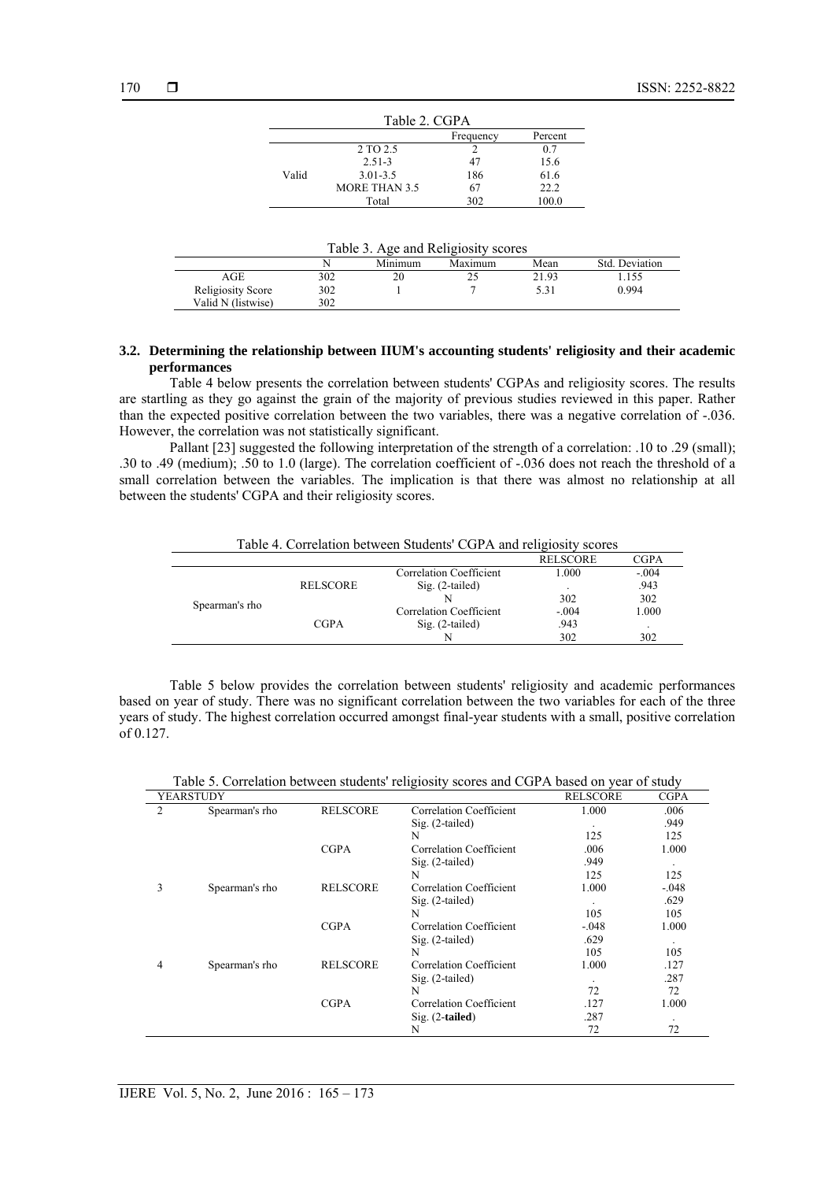Table 2. CGPA

| | | Frequency | Percent |
|---|---|---|---|
| Valid | 2 TO 2.5 | 2 | 0.7 |
| | 2.51-3 | 47 | 15.6 |
| | 3.01-3.5 | 186 | 61.6 |
| | MORE THAN 3.5 | 67 | 22.2 |
| | Total | 302 | 100.0 |

Table 3. Age and Religiosity scores

| | N | Minimum | Maximum | Mean | Std. Deviation |
|---|---|---|---|---|---|
| AGE | 302 | 20 | 25 | 21.93 | 1.155 |
| Religiosity Score | 302 | 1 | 7 | 5.31 | 0.994 |
| Valid N (listwise) | 302 | | | | |

### 3.2. Determining the relationship between IIUM's accounting students' religiosity and their academic performances

Table 4 below presents the correlation between students' CGPAs and religiosity scores. The results are startling as they go against the grain of the majority of previous studies reviewed in this paper. Rather than the expected positive correlation between the two variables, there was a negative correlation of -.036. However, the correlation was not statistically significant.

Pallant [23] suggested the following interpretation of the strength of a correlation: .10 to .29 (small); .30 to .49 (medium); .50 to 1.0 (large). The correlation coefficient of -.036 does not reach the threshold of a small correlation between the variables. The implication is that there was almost no relationship at all between the students' CGPA and their religiosity scores.

Table 4. Correlation between Students' CGPA and religiosity scores

| | | | RELSCORE | CGPA |
|---|---|---|---|---|
| Spearman's rho | RELSCORE | Correlation Coefficient | 1.000 | -.004 |
| | | Sig. (2-tailed) | . | .943 |
| | | N | 302 | 302 |
| | CGPA | Correlation Coefficient | -.004 | 1.000 |
| | | Sig. (2-tailed) | .943 | . |
| | | N | 302 | 302 |

Table 5 below provides the correlation between students' religiosity and academic performances based on year of study. There was no significant correlation between the two variables for each of the three years of study. The highest correlation occurred amongst final-year students with a small, positive correlation of 0.127.

Table 5. Correlation between students' religiosity scores and CGPA based on year of study

| YEARSTUDY | | | | RELSCORE | CGPA |
|---|---|---|---|---|---|
| 2 | Spearman's rho | RELSCORE | Correlation Coefficient | 1.000 | .006 |
| | | | Sig. (2-tailed) | . | .949 |
| | | | N | 125 | 125 |
| | | CGPA | Correlation Coefficient | .006 | 1.000 |
| | | | Sig. (2-tailed) | .949 | . |
| | | | N | 125 | 125 |
| 3 | Spearman's rho | RELSCORE | Correlation Coefficient | 1.000 | -.048 |
| | | | Sig. (2-tailed) | . | .629 |
| | | | N | 105 | 105 |
| | | CGPA | Correlation Coefficient | -.048 | 1.000 |
| | | | Sig. (2-tailed) | .629 | . |
| | | | N | 105 | 105 |
| 4 | Spearman's rho | RELSCORE | Correlation Coefficient | 1.000 | .127 |
| | | | Sig. (2-tailed) | . | .287 |
| | | | N | 72 | 72 |
| | | CGPA | Correlation Coefficient | .127 | 1.000 |
| | | | Sig. (2-**tailed**) | .287 | . |
| | | | N | 72 | 72 |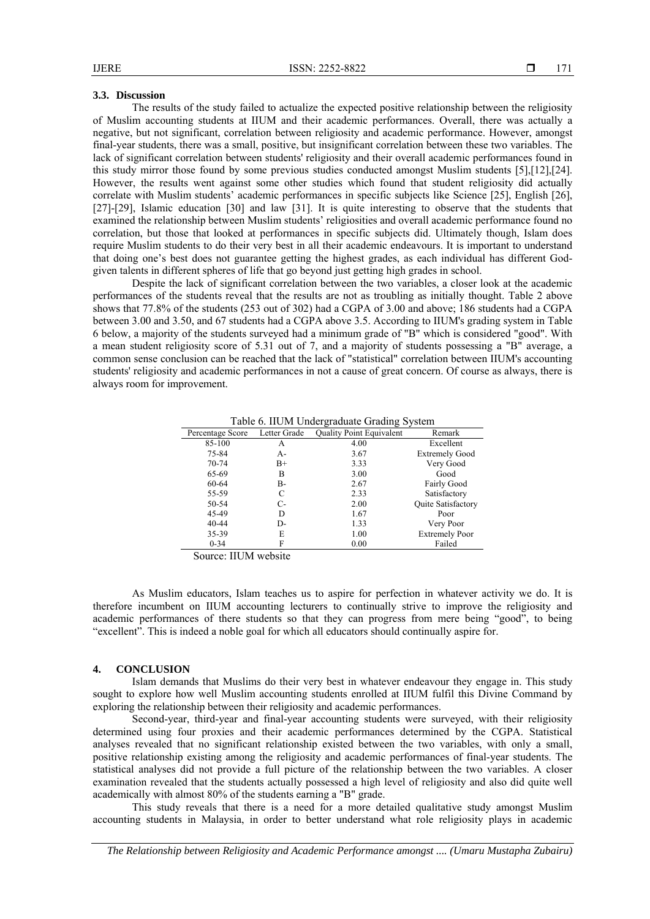### 3.3. Discussion

The results of the study failed to actualize the expected positive relationship between the religiosity of Muslim accounting students at IIUM and their academic performances. Overall, there was actually a negative, but not significant, correlation between religiosity and academic performance. However, amongst final-year students, there was a small, positive, but insignificant correlation between these two variables. The lack of significant correlation between students' religiosity and their overall academic performances found in this study mirror those found by some previous studies conducted amongst Muslim students [5],[12],[24]. However, the results went against some other studies which found that student religiosity did actually correlate with Muslim students' academic performances in specific subjects like Science [25], English [26], [27]-[29], Islamic education [30] and law [31]. It is quite interesting to observe that the students that examined the relationship between Muslim students' religiosities and overall academic performance found no correlation, but those that looked at performances in specific subjects did. Ultimately though, Islam does require Muslim students to do their very best in all their academic endeavours. It is important to understand that doing one's best does not guarantee getting the highest grades, as each individual has different God-given talents in different spheres of life that go beyond just getting high grades in school.

Despite the lack of significant correlation between the two variables, a closer look at the academic performances of the students reveal that the results are not as troubling as initially thought. Table 2 above shows that 77.8% of the students (253 out of 302) had a CGPA of 3.00 and above; 186 students had a CGPA between 3.00 and 3.50, and 67 students had a CGPA above 3.5. According to IIUM's grading system in Table 6 below, a majority of the students surveyed had a minimum grade of "B" which is considered "good". With a mean student religiosity score of 5.31 out of 7, and a majority of students possessing a "B" average, a common sense conclusion can be reached that the lack of "statistical" correlation between IIUM's accounting students' religiosity and academic performances in not a cause of great concern. Of course as always, there is always room for improvement.

Table 6. IIUM Undergraduate Grading System

| Percentage Score | Letter Grade | Quality Point Equivalent | Remark |
|---|---|---|---|
| 85-100 | A | 4.00 | Excellent |
| 75-84 | A- | 3.67 | Extremely Good |
| 70-74 | B+ | 3.33 | Very Good |
| 65-69 | B | 3.00 | Good |
| 60-64 | B- | 2.67 | Fairly Good |
| 55-59 | C | 2.33 | Satisfactory |
| 50-54 | C- | 2.00 | Quite Satisfactory |
| 45-49 | D | 1.67 | Poor |
| 40-44 | D- | 1.33 | Very Poor |
| 35-39 | E | 1.00 | Extremely Poor |
| 0-34 | F | 0.00 | Failed |

Source: IIUM website

As Muslim educators, Islam teaches us to aspire for perfection in whatever activity we do. It is therefore incumbent on IIUM accounting lecturers to continually strive to improve the religiosity and academic performances of there students so that they can progress from mere being "good", to being "excellent". This is indeed a noble goal for which all educators should continually aspire for.

## 4. CONCLUSION

Islam demands that Muslims do their very best in whatever endeavour they engage in. This study sought to explore how well Muslim accounting students enrolled at IIUM fulfil this Divine Command by exploring the relationship between their religiosity and academic performances.

Second-year, third-year and final-year accounting students were surveyed, with their religiosity determined using four proxies and their academic performances determined by the CGPA. Statistical analyses revealed that no significant relationship existed between the two variables, with only a small, positive relationship existing among the religiosity and academic performances of final-year students. The statistical analyses did not provide a full picture of the relationship between the two variables. A closer examination revealed that the students actually possessed a high level of religiosity and also did quite well academically with almost 80% of the students earning a "B" grade.

This study reveals that there is a need for a more detailed qualitative study amongst Muslim accounting students in Malaysia, in order to better understand what role religiosity plays in academic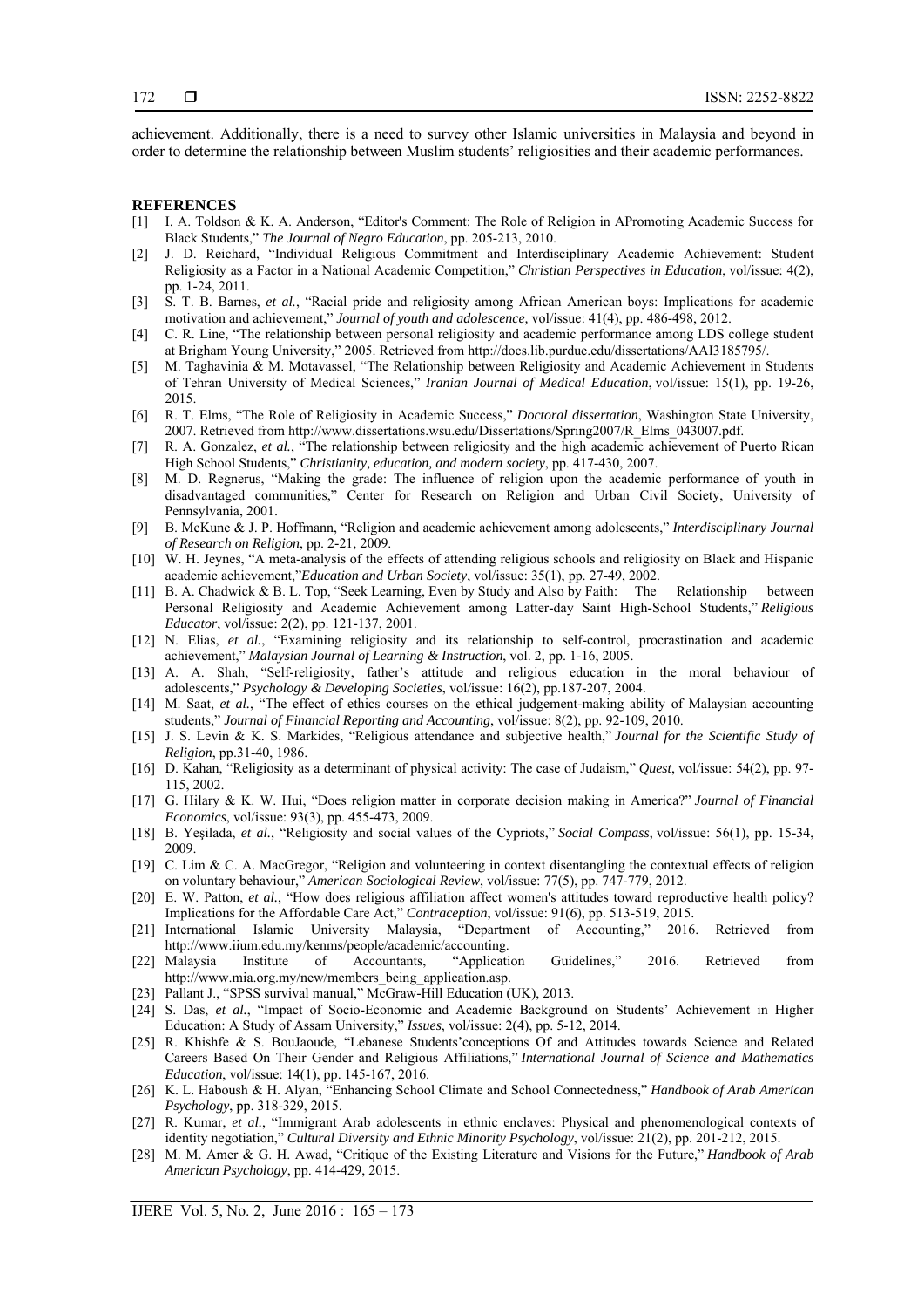achievement. Additionally, there is a need to survey other Islamic universities in Malaysia and beyond in order to determine the relationship between Muslim students' religiosities and their academic performances.

## REFERENCES

[1] I. A. Toldson & K. A. Anderson, "Editor's Comment: The Role of Religion in APromoting Academic Success for Black Students," *The Journal of Negro Education*, pp. 205-213, 2010.

[2] J. D. Reichard, "Individual Religious Commitment and Interdisciplinary Academic Achievement: Student Religiosity as a Factor in a National Academic Competition," *Christian Perspectives in Education*, vol/issue: 4(2), pp. 1-24, 2011.

[3] S. T. B. Barnes, *et al.*, "Racial pride and religiosity among African American boys: Implications for academic motivation and achievement," *Journal of youth and adolescence,* vol/issue: 41(4), pp. 486-498, 2012.

[4] C. R. Line, "The relationship between personal religiosity and academic performance among LDS college student at Brigham Young University," 2005. Retrieved from http://docs.lib.purdue.edu/dissertations/AAI3185795/.

[5] M. Taghavinia & M. Motavassel, "The Relationship between Religiosity and Academic Achievement in Students of Tehran University of Medical Sciences," *Iranian Journal of Medical Education*, vol/issue: 15(1), pp. 19-26, 2015.

[6] R. T. Elms, "The Role of Religiosity in Academic Success," *Doctoral dissertation*, Washington State University, 2007. Retrieved from http://www.dissertations.wsu.edu/Dissertations/Spring2007/R_Elms_043007.pdf.

[7] R. A. Gonzalez, *et al.*, "The relationship between religiosity and the high academic achievement of Puerto Rican High School Students," *Christianity, education, and modern society*, pp. 417-430, 2007.

[8] M. D. Regnerus, "Making the grade: The influence of religion upon the academic performance of youth in disadvantaged communities," Center for Research on Religion and Urban Civil Society, University of Pennsylvania, 2001.

[9] B. McKune & J. P. Hoffmann, "Religion and academic achievement among adolescents," *Interdisciplinary Journal of Research on Religion*, pp. 2-21, 2009.

[10] W. H. Jeynes, "A meta-analysis of the effects of attending religious schools and religiosity on Black and Hispanic academic achievement,"*Education and Urban Society*, vol/issue: 35(1), pp. 27-49, 2002.

[11] B. A. Chadwick & B. L. Top, "Seek Learning, Even by Study and Also by Faith: The Relationship between Personal Religiosity and Academic Achievement among Latter-day Saint High-School Students," *Religious Educator*, vol/issue: 2(2), pp. 121-137, 2001.

[12] N. Elias, *et al.*, "Examining religiosity and its relationship to self-control, procrastination and academic achievement," *Malaysian Journal of Learning & Instruction*, vol. 2, pp. 1-16, 2005.

[13] A. A. Shah, "Self-religiosity, father's attitude and religious education in the moral behaviour of adolescents," *Psychology & Developing Societies*, vol/issue: 16(2), pp.187-207, 2004.

[14] M. Saat, *et al.*, "The effect of ethics courses on the ethical judgement-making ability of Malaysian accounting students," *Journal of Financial Reporting and Accounting*, vol/issue: 8(2), pp. 92-109, 2010.

[15] J. S. Levin & K. S. Markides, "Religious attendance and subjective health," *Journal for the Scientific Study of Religion*, pp.31-40, 1986.

[16] D. Kahan, "Religiosity as a determinant of physical activity: The case of Judaism," *Quest*, vol/issue: 54(2), pp. 97-115, 2002.

[17] G. Hilary & K. W. Hui, "Does religion matter in corporate decision making in America?" *Journal of Financial Economics*, vol/issue: 93(3), pp. 455-473, 2009.

[18] B. Yeşilada, *et al.*, "Religiosity and social values of the Cypriots," *Social Compass*, vol/issue: 56(1), pp. 15-34, 2009.

[19] C. Lim & C. A. MacGregor, "Religion and volunteering in context disentangling the contextual effects of religion on voluntary behaviour," *American Sociological Review*, vol/issue: 77(5), pp. 747-779, 2012.

[20] E. W. Patton, *et al.*, "How does religious affiliation affect women's attitudes toward reproductive health policy? Implications for the Affordable Care Act," *Contraception*, vol/issue: 91(6), pp. 513-519, 2015.

[21] International Islamic University Malaysia, "Department of Accounting," 2016. Retrieved from http://www.iium.edu.my/kenms/people/academic/accounting.

[22] Malaysia Institute of Accountants, "Application Guidelines," 2016. Retrieved from http://www.mia.org.my/new/members_being_application.asp.

[23] Pallant J., "SPSS survival manual," McGraw-Hill Education (UK), 2013.

[24] S. Das, *et al.*, "Impact of Socio-Economic and Academic Background on Students' Achievement in Higher Education: A Study of Assam University," *Issues*, vol/issue: 2(4), pp. 5-12, 2014.

[25] R. Khishfe & S. BouJaoude, "Lebanese Students'conceptions Of and Attitudes towards Science and Related Careers Based On Their Gender and Religious Affiliations," *International Journal of Science and Mathematics Education*, vol/issue: 14(1), pp. 145-167, 2016.

[26] K. L. Haboush & H. Alyan, "Enhancing School Climate and School Connectedness," *Handbook of Arab American Psychology*, pp. 318-329, 2015.

[27] R. Kumar, *et al.*, "Immigrant Arab adolescents in ethnic enclaves: Physical and phenomenological contexts of identity negotiation," *Cultural Diversity and Ethnic Minority Psychology*, vol/issue: 21(2), pp. 201-212, 2015.

[28] M. M. Amer & G. H. Awad, "Critique of the Existing Literature and Visions for the Future," *Handbook of Arab American Psychology*, pp. 414-429, 2015.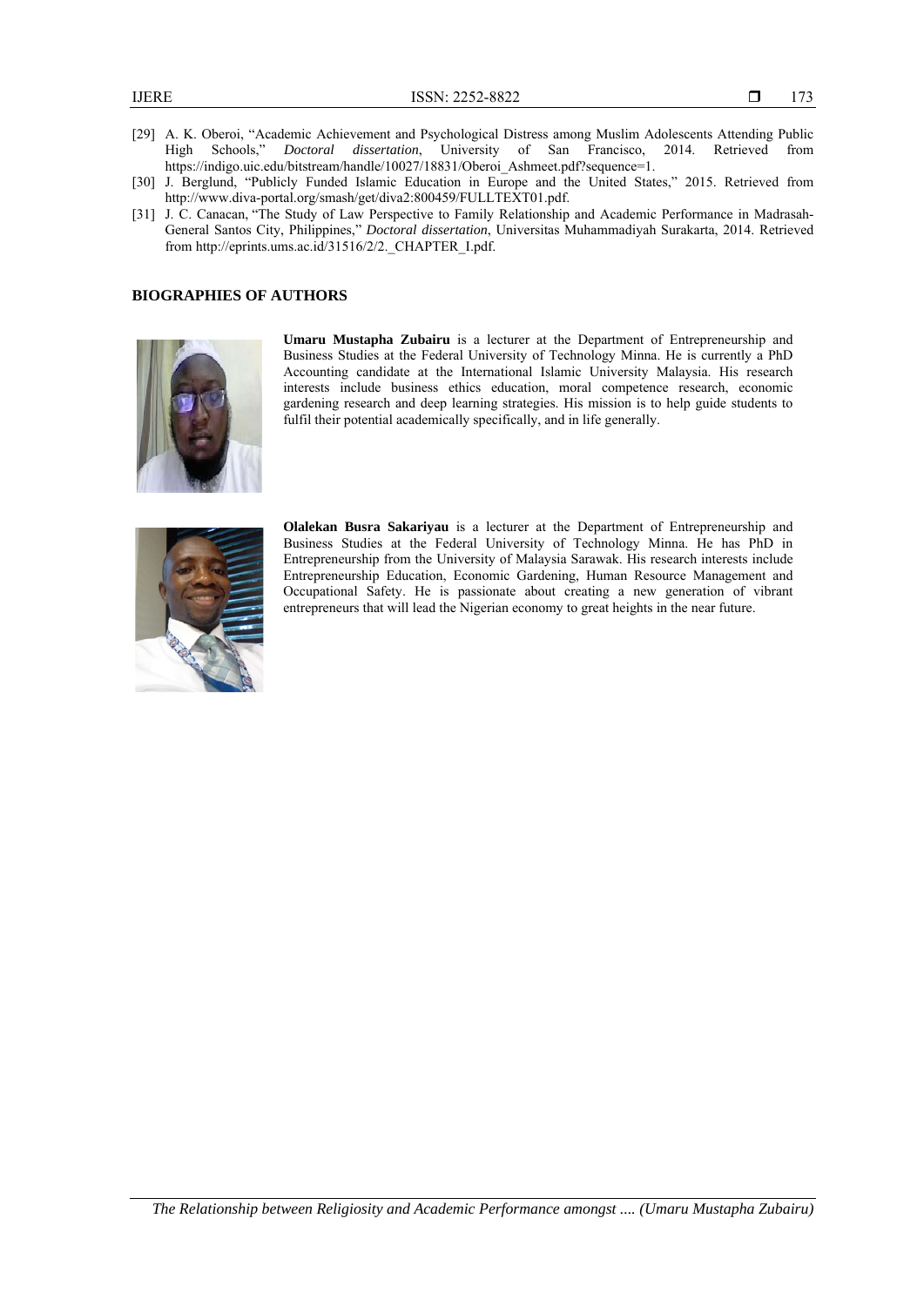[29] A. K. Oberoi, "Academic Achievement and Psychological Distress among Muslim Adolescents Attending Public High Schools," *Doctoral dissertation*, University of San Francisco, 2014. Retrieved from https://indigo.uic.edu/bitstream/handle/10027/18831/Oberoi_Ashmeet.pdf?sequence=1.

[30] J. Berglund, "Publicly Funded Islamic Education in Europe and the United States," 2015. Retrieved from http://www.diva-portal.org/smash/get/diva2:800459/FULLTEXT01.pdf.

[31] J. C. Canacan, "The Study of Law Perspective to Family Relationship and Academic Performance in Madrasah-General Santos City, Philippines," *Doctoral dissertation*, Universitas Muhammadiyah Surakarta, 2014. Retrieved from http://eprints.ums.ac.id/31516/2/2._CHAPTER_I.pdf.

## BIOGRAPHIES OF AUTHORS

**Umaru Mustapha Zubairu** is a lecturer at the Department of Entrepreneurship and Business Studies at the Federal University of Technology Minna. He is currently a PhD Accounting candidate at the International Islamic University Malaysia. His research interests include business ethics education, moral competence research, economic gardening research and deep learning strategies. His mission is to help guide students to fulfil their potential academically specifically, and in life generally.

**Olalekan Busra Sakariyau** is a lecturer at the Department of Entrepreneurship and Business Studies at the Federal University of Technology Minna. He has PhD in Entrepreneurship from the University of Malaysia Sarawak. His research interests include Entrepreneurship Education, Economic Gardening, Human Resource Management and Occupational Safety. He is passionate about creating a new generation of vibrant entrepreneurs that will lead the Nigerian economy to great heights in the near future.